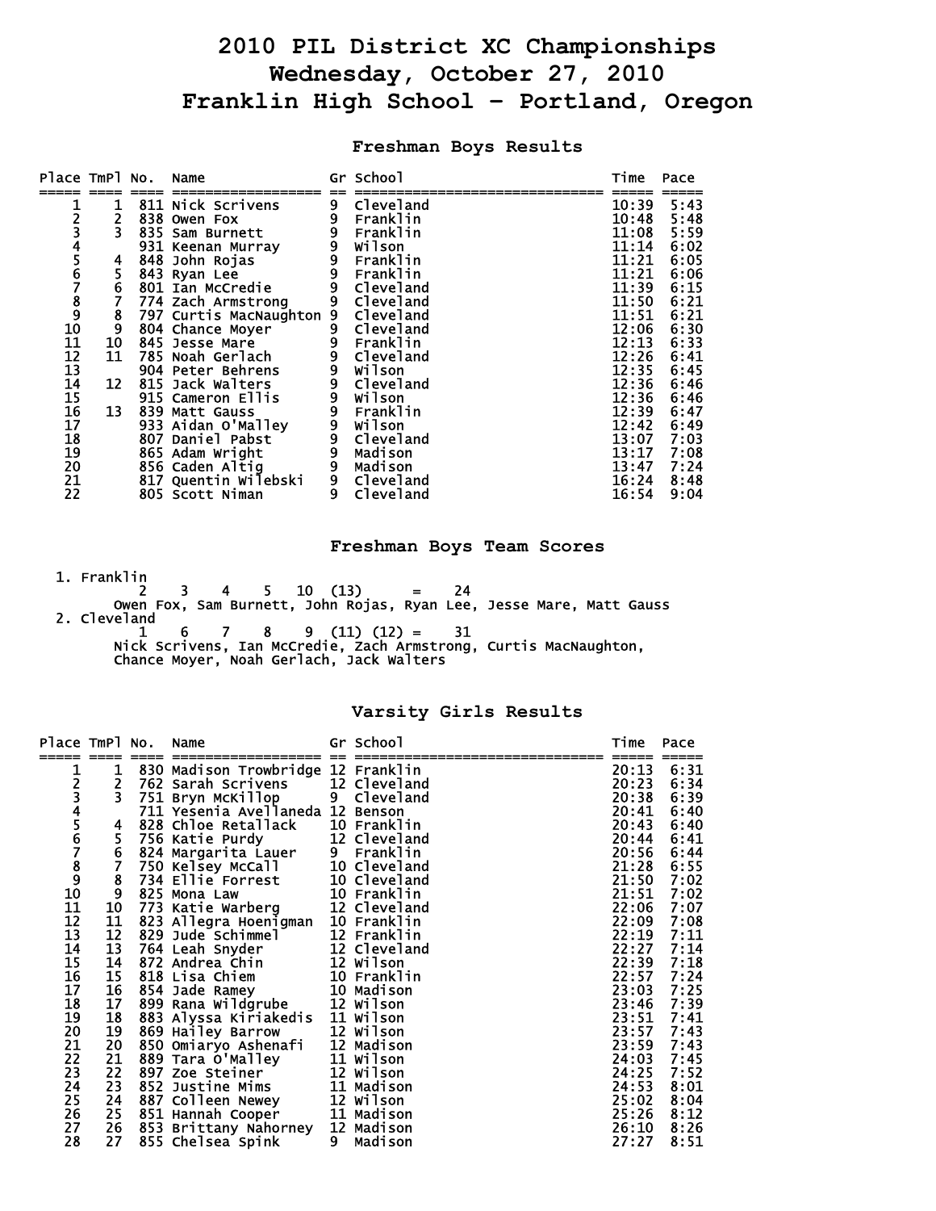# 2010 PIL District XC Championships
# Wednesday, October 27, 2010
# Franklin High School - Portland, Oregon

## Freshman Boys Results

| Place | TmPl | No. | Name | Gr | School | Time | Pace |
|---|---|---|---|---|---|---|---|
| 1 | 1 | 811 | Nick Scrivens | 9 | Cleveland | 10:39 | 5:43 |
| 2 | 2 | 838 | Owen Fox | 9 | Franklin | 10:48 | 5:48 |
| 3 | 3 | 835 | Sam Burnett | 9 | Franklin | 11:08 | 5:59 |
| 4 | | 931 | Keenan Murray | 9 | Wilson | 11:14 | 6:02 |
| 5 | 4 | 848 | John Rojas | 9 | Franklin | 11:21 | 6:05 |
| 6 | 5 | 843 | Ryan Lee | 9 | Franklin | 11:21 | 6:06 |
| 7 | 6 | 801 | Ian McCredie | 9 | Cleveland | 11:39 | 6:15 |
| 8 | 7 | 774 | Zach Armstrong | 9 | Cleveland | 11:50 | 6:21 |
| 9 | 8 | 797 | Curtis MacNaughton | 9 | Cleveland | 11:51 | 6:21 |
| 10 | 9 | 804 | Chance Moyer | 9 | Cleveland | 12:06 | 6:30 |
| 11 | 10 | 845 | Jesse Mare | 9 | Franklin | 12:13 | 6:33 |
| 12 | 11 | 785 | Noah Gerlach | 9 | Cleveland | 12:26 | 6:41 |
| 13 | | 904 | Peter Behrens | 9 | Wilson | 12:35 | 6:45 |
| 14 | 12 | 815 | Jack Walters | 9 | Cleveland | 12:36 | 6:46 |
| 15 | | 915 | Cameron Ellis | 9 | Wilson | 12:36 | 6:46 |
| 16 | 13 | 839 | Matt Gauss | 9 | Franklin | 12:39 | 6:47 |
| 17 | | 933 | Aidan O'Malley | 9 | Wilson | 12:42 | 6:49 |
| 18 | | 807 | Daniel Pabst | 9 | Cleveland | 13:07 | 7:03 |
| 19 | | 865 | Adam Wright | 9 | Madison | 13:17 | 7:08 |
| 20 | | 856 | Caden Altig | 9 | Madison | 13:47 | 7:24 |
| 21 | | 817 | Quentin Wilebski | 9 | Cleveland | 16:24 | 8:48 |
| 22 | | 805 | Scott Niman | 9 | Cleveland | 16:54 | 9:04 |

## Freshman Boys Team Scores

1. Franklin
   2 3 4 5 10 (13) = 24
   Owen Fox, Sam Burnett, John Rojas, Ryan Lee, Jesse Mare, Matt Gauss
2. Cleveland
   1 6 7 8 9 (11) (12) = 31
   Nick Scrivens, Ian McCredie, Zach Armstrong, Curtis MacNaughton, Chance Moyer, Noah Gerlach, Jack Walters

## Varsity Girls Results

| Place | TmPl | No. | Name | Gr | School | Time | Pace |
|---|---|---|---|---|---|---|---|
| 1 | 1 | 830 | Madison Trowbridge | 12 | Franklin | 20:13 | 6:31 |
| 2 | 2 | 762 | Sarah Scrivens | 12 | Cleveland | 20:23 | 6:34 |
| 3 | 3 | 751 | Bryn McKillop | 9 | Cleveland | 20:38 | 6:39 |
| 4 | | 711 | Yesenia Avellaneda | 12 | Benson | 20:41 | 6:40 |
| 5 | 4 | 828 | Chloe Retallack | 10 | Franklin | 20:43 | 6:40 |
| 6 | 5 | 756 | Katie Purdy | 12 | Cleveland | 20:44 | 6:41 |
| 7 | 6 | 824 | Margarita Lauer | 9 | Franklin | 20:56 | 6:44 |
| 8 | 7 | 750 | Kelsey McCall | 10 | Cleveland | 21:28 | 6:55 |
| 9 | 8 | 734 | Ellie Forrest | 10 | Cleveland | 21:50 | 7:02 |
| 10 | 9 | 825 | Mona Law | 10 | Franklin | 21:51 | 7:02 |
| 11 | 10 | 773 | Katie Warberg | 12 | Cleveland | 22:06 | 7:07 |
| 12 | 11 | 823 | Allegra Hoenigman | 10 | Franklin | 22:09 | 7:08 |
| 13 | 12 | 829 | Jude Schimmel | 12 | Franklin | 22:19 | 7:11 |
| 14 | 13 | 764 | Leah Snyder | 12 | Cleveland | 22:27 | 7:14 |
| 15 | 14 | 872 | Andrea Chin | 12 | Wilson | 22:39 | 7:18 |
| 16 | 15 | 818 | Lisa Chiem | 10 | Franklin | 22:57 | 7:24 |
| 17 | 16 | 854 | Jade Ramey | 10 | Madison | 23:03 | 7:25 |
| 18 | 17 | 899 | Rana Wildgrube | 12 | Wilson | 23:46 | 7:39 |
| 19 | 18 | 883 | Alyssa Kiriakedis | 11 | Wilson | 23:51 | 7:41 |
| 20 | 19 | 869 | Hailey Barrow | 12 | Wilson | 23:57 | 7:43 |
| 21 | 20 | 850 | Omiaryo Ashenafi | 12 | Madison | 23:59 | 7:43 |
| 22 | 21 | 889 | Tara O'Malley | 11 | Wilson | 24:03 | 7:45 |
| 23 | 22 | 897 | Zoe Steiner | 12 | Wilson | 24:25 | 7:52 |
| 24 | 23 | 852 | Justine Mims | 11 | Madison | 24:53 | 8:01 |
| 25 | 24 | 887 | Colleen Newey | 12 | Wilson | 25:02 | 8:04 |
| 26 | 25 | 851 | Hannah Cooper | 11 | Madison | 25:26 | 8:12 |
| 27 | 26 | 853 | Brittany Nahorney | 12 | Madison | 26:10 | 8:26 |
| 28 | 27 | 855 | Chelsea Spink | 9 | Madison | 27:27 | 8:51 |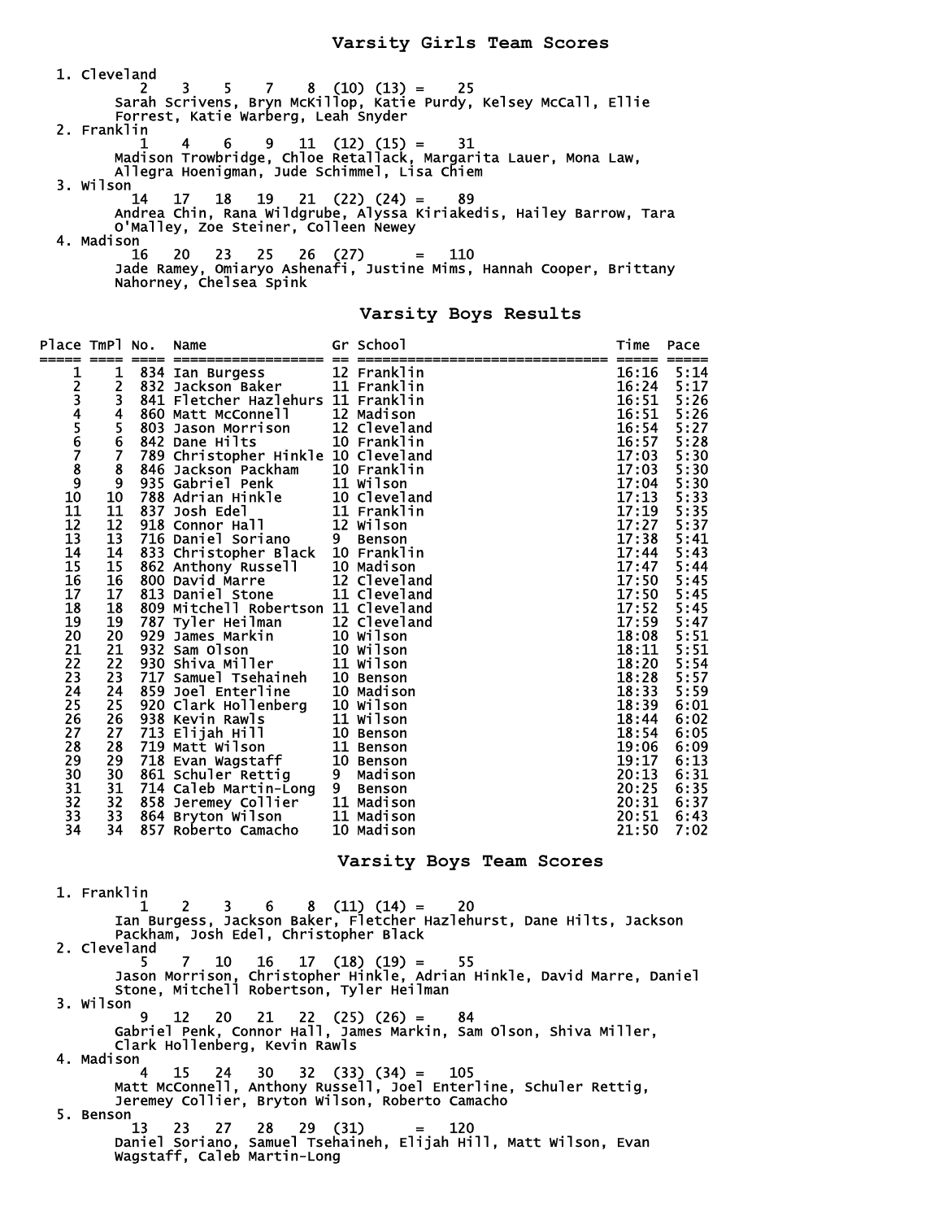## Varsity Girls Team Scores

1. Cleveland
   2 3 5 7 8 (10) (13) = 25
   Sarah Scrivens, Bryn McKillop, Katie Purdy, Kelsey McCall, Ellie Forrest, Katie Warberg, Leah Snyder
2. Franklin
   1 4 6 9 11 (12) (15) = 31
   Madison Trowbridge, Chloe Retallack, Margarita Lauer, Mona Law, Allegra Hoenigman, Jude Schimmel, Lisa Chiem
3. Wilson
   14 17 18 19 21 (22) (24) = 89
   Andrea Chin, Rana Wildgrube, Alyssa Kiriakedis, Hailey Barrow, Tara O'Malley, Zoe Steiner, Colleen Newey
4. Madison
   16 20 23 25 26 (27) = 110
   Jade Ramey, Omiaryo Ashenafi, Justine Mims, Hannah Cooper, Brittany Nahorney, Chelsea Spink

## Varsity Boys Results

| Place | TmPl | No. | Name | Gr | School | Time | Pace |
|---|---|---|---|---|---|---|---|
| 1 | 1 | 834 | Ian Burgess | 12 | Franklin | 16:16 | 5:14 |
| 2 | 2 | 832 | Jackson Baker | 11 | Franklin | 16:24 | 5:17 |
| 3 | 3 | 841 | Fletcher Hazlehurs | 11 | Franklin | 16:51 | 5:26 |
| 4 | 4 | 860 | Matt McConnell | 12 | Madison | 16:51 | 5:26 |
| 5 | 5 | 803 | Jason Morrison | 12 | Cleveland | 16:54 | 5:27 |
| 6 | 6 | 842 | Dane Hilts | 10 | Franklin | 16:57 | 5:28 |
| 7 | 7 | 789 | Christopher Hinkle | 10 | Cleveland | 17:03 | 5:30 |
| 8 | 8 | 846 | Jackson Packham | 10 | Franklin | 17:03 | 5:30 |
| 9 | 9 | 935 | Gabriel Penk | 11 | Wilson | 17:04 | 5:30 |
| 10 | 10 | 788 | Adrian Hinkle | 10 | Cleveland | 17:13 | 5:33 |
| 11 | 11 | 837 | Josh Edel | 11 | Franklin | 17:19 | 5:35 |
| 12 | 12 | 918 | Connor Hall | 12 | Wilson | 17:27 | 5:37 |
| 13 | 13 | 716 | Daniel Soriano | 9 | Benson | 17:38 | 5:41 |
| 14 | 14 | 833 | Christopher Black | 10 | Franklin | 17:44 | 5:43 |
| 15 | 15 | 862 | Anthony Russell | 10 | Madison | 17:47 | 5:44 |
| 16 | 16 | 800 | David Marre | 12 | Cleveland | 17:50 | 5:45 |
| 17 | 17 | 813 | Daniel Stone | 11 | Cleveland | 17:50 | 5:45 |
| 18 | 18 | 809 | Mitchell Robertson | 11 | Cleveland | 17:52 | 5:45 |
| 19 | 19 | 787 | Tyler Heilman | 12 | Cleveland | 17:59 | 5:47 |
| 20 | 20 | 929 | James Markin | 10 | Wilson | 18:08 | 5:51 |
| 21 | 21 | 932 | Sam Olson | 10 | Wilson | 18:11 | 5:51 |
| 22 | 22 | 930 | Shiva Miller | 11 | Wilson | 18:20 | 5:54 |
| 23 | 23 | 717 | Samuel Tsehaineh | 10 | Benson | 18:28 | 5:57 |
| 24 | 24 | 859 | Joel Enterline | 10 | Madison | 18:33 | 5:59 |
| 25 | 25 | 920 | Clark Hollenberg | 10 | Wilson | 18:39 | 6:01 |
| 26 | 26 | 938 | Kevin Rawls | 11 | Wilson | 18:44 | 6:02 |
| 27 | 27 | 713 | Elijah Hill | 10 | Benson | 18:54 | 6:05 |
| 28 | 28 | 719 | Matt Wilson | 11 | Benson | 19:06 | 6:09 |
| 29 | 29 | 718 | Evan Wagstaff | 10 | Benson | 19:17 | 6:13 |
| 30 | 30 | 861 | Schuler Rettig | 9 | Madison | 20:13 | 6:31 |
| 31 | 31 | 714 | Caleb Martin-Long | 9 | Benson | 20:25 | 6:35 |
| 32 | 32 | 858 | Jeremey Collier | 11 | Madison | 20:31 | 6:37 |
| 33 | 33 | 864 | Bryton Wilson | 11 | Madison | 20:51 | 6:43 |
| 34 | 34 | 857 | Roberto Camacho | 10 | Madison | 21:50 | 7:02 |

## Varsity Boys Team Scores

1. Franklin
   1 2 3 6 8 (11) (14) = 20
   Ian Burgess, Jackson Baker, Fletcher Hazlehurst, Dane Hilts, Jackson Packham, Josh Edel, Christopher Black
2. Cleveland
   5 7 10 16 17 (18) (19) = 55
   Jason Morrison, Christopher Hinkle, Adrian Hinkle, David Marre, Daniel Stone, Mitchell Robertson, Tyler Heilman
3. Wilson
   9 12 20 21 22 (25) (26) = 84
   Gabriel Penk, Connor Hall, James Markin, Sam Olson, Shiva Miller, Clark Hollenberg, Kevin Rawls
4. Madison
   4 15 24 30 32 (33) (34) = 105
   Matt McConnell, Anthony Russell, Joel Enterline, Schuler Rettig, Jeremey Collier, Bryton Wilson, Roberto Camacho
5. Benson
   13 23 27 28 29 (31) = 120
   Daniel Soriano, Samuel Tsehaineh, Elijah Hill, Matt Wilson, Evan Wagstaff, Caleb Martin-Long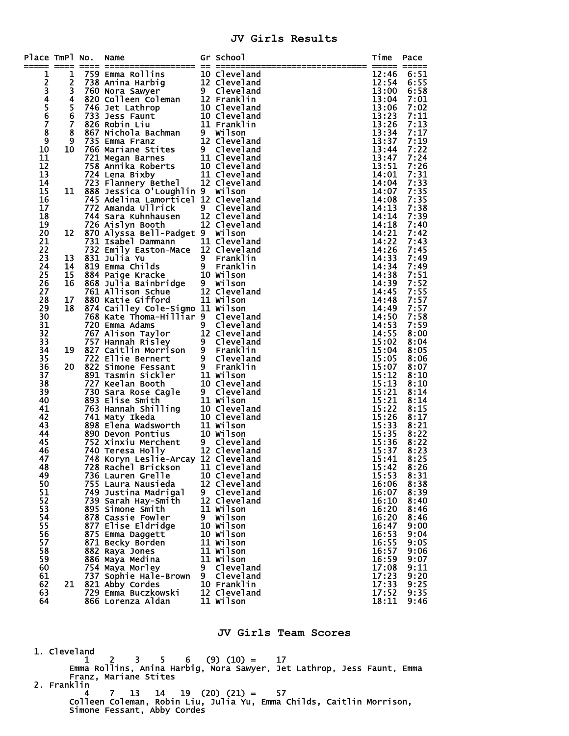# JV Girls Results

| Place | TmPl | No. | Name | Gr | School | Time | Pace |
|---|---|---|---|---|---|---|---|
| 1 | 1 | 759 | Emma Rollins | 10 | Cleveland | 12:46 | 6:51 |
| 2 | 2 | 738 | Anina Harbig | 12 | Cleveland | 12:54 | 6:55 |
| 3 | 3 | 760 | Nora Sawyer | 9 | Cleveland | 13:00 | 6:58 |
| 4 | 4 | 820 | Colleen Coleman | 12 | Franklin | 13:04 | 7:01 |
| 5 | 5 | 746 | Jet Lathrop | 10 | Cleveland | 13:06 | 7:02 |
| 6 | 6 | 733 | Jess Faunt | 10 | Cleveland | 13:23 | 7:11 |
| 7 | 7 | 826 | Robin Liu | 11 | Franklin | 13:26 | 7:13 |
| 8 | 8 | 867 | Nichola Bachman | 9 | Wilson | 13:34 | 7:17 |
| 9 | 9 | 735 | Emma Franz | 12 | Cleveland | 13:37 | 7:19 |
| 10 | 10 | 766 | Mariane Stites | 9 | Cleveland | 13:44 | 7:22 |
| 11 | | 721 | Megan Barnes | 11 | Cleveland | 13:47 | 7:24 |
| 12 | | 758 | Annika Roberts | 10 | Cleveland | 13:51 | 7:26 |
| 13 | | 724 | Lena Bixby | 11 | Cleveland | 14:01 | 7:31 |
| 14 | | 723 | Flannery Bethel | 12 | Cleveland | 14:04 | 7:33 |
| 15 | 11 | 888 | Jessica O'Loughlin | 9 | Wilson | 14:07 | 7:35 |
| 16 | | 745 | Adelina Lamorticel | 12 | Cleveland | 14:08 | 7:35 |
| 17 | | 772 | Amanda Ullrick | 9 | Cleveland | 14:13 | 7:38 |
| 18 | | 744 | Sara Kuhnhausen | 12 | Cleveland | 14:14 | 7:39 |
| 19 | | 726 | Aislyn Booth | 12 | Cleveland | 14:18 | 7:40 |
| 20 | 12 | 870 | Alyssa Bell-Padget | 9 | Wilson | 14:21 | 7:42 |
| 21 | | 731 | Isabel Dammann | 11 | Cleveland | 14:22 | 7:43 |
| 22 | | 732 | Emily Easton-Mace | 12 | Cleveland | 14:26 | 7:45 |
| 23 | 13 | 831 | Julia Yu | 9 | Franklin | 14:33 | 7:49 |
| 24 | 14 | 819 | Emma Childs | 9 | Franklin | 14:34 | 7:49 |
| 25 | 15 | 884 | Paige Kracke | 10 | Wilson | 14:38 | 7:51 |
| 26 | 16 | 868 | Julia Bainbridge | 9 | Wilson | 14:39 | 7:52 |
| 27 | | 761 | Allison Schue | 12 | Cleveland | 14:45 | 7:55 |
| 28 | 17 | 880 | Katie Gifford | 11 | Wilson | 14:48 | 7:57 |
| 29 | 18 | 874 | Cailley Cole-Sigmo | 11 | Wilson | 14:49 | 7:57 |
| 30 | | 768 | Kate Thoma-Hilliar | 9 | Cleveland | 14:50 | 7:58 |
| 31 | | 720 | Emma Adams | 9 | Cleveland | 14:53 | 7:59 |
| 32 | | 767 | Alison Taylor | 12 | Cleveland | 14:55 | 8:00 |
| 33 | | 757 | Hannah Risley | 9 | Cleveland | 15:02 | 8:04 |
| 34 | 19 | 827 | Caitlin Morrison | 9 | Franklin | 15:04 | 8:05 |
| 35 | | 722 | Ellie Bernert | 9 | Cleveland | 15:05 | 8:06 |
| 36 | 20 | 822 | Simone Fessant | 9 | Franklin | 15:07 | 8:07 |
| 37 | | 891 | Tasmin Sickler | 11 | Wilson | 15:12 | 8:10 |
| 38 | | 727 | Keelan Booth | 10 | Cleveland | 15:13 | 8:10 |
| 39 | | 730 | Sara Rose Cagle | 9 | Cleveland | 15:21 | 8:14 |
| 40 | | 893 | Elise Smith | 11 | Wilson | 15:21 | 8:14 |
| 41 | | 763 | Hannah Shilling | 10 | Cleveland | 15:22 | 8:15 |
| 42 | | 741 | Maty Ikeda | 10 | Cleveland | 15:26 | 8:17 |
| 43 | | 898 | Elena Wadsworth | 11 | Wilson | 15:33 | 8:21 |
| 44 | | 890 | Devon Pontius | 10 | Wilson | 15:35 | 8:22 |
| 45 | | 752 | Xinxiu Merchent | 9 | Cleveland | 15:36 | 8:22 |
| 46 | | 740 | Teresa Holly | 12 | Cleveland | 15:37 | 8:23 |
| 47 | | 748 | Koryn Leslie-Arcay | 12 | Cleveland | 15:41 | 8:25 |
| 48 | | 728 | Rachel Brickson | 11 | Cleveland | 15:42 | 8:26 |
| 49 | | 736 | Lauren Grelle | 10 | Cleveland | 15:53 | 8:31 |
| 50 | | 755 | Laura Nausieda | 12 | Cleveland | 16:06 | 8:38 |
| 51 | | 749 | Justina Madrigal | 9 | Cleveland | 16:07 | 8:39 |
| 52 | | 739 | Sarah Hay-Smith | 12 | Cleveland | 16:10 | 8:40 |
| 53 | | 895 | Simone Smith | 11 | Wilson | 16:20 | 8:46 |
| 54 | | 878 | Cassie Fowler | 9 | Wilson | 16:20 | 8:46 |
| 55 | | 877 | Elise Eldridge | 10 | Wilson | 16:47 | 9:00 |
| 56 | | 875 | Emma Daggett | 10 | Wilson | 16:53 | 9:04 |
| 57 | | 871 | Becky Borden | 11 | Wilson | 16:55 | 9:05 |
| 58 | | 882 | Raya Jones | 11 | Wilson | 16:57 | 9:06 |
| 59 | | 886 | Maya Medina | 11 | Wilson | 16:59 | 9:07 |
| 60 | | 754 | Maya Morley | 9 | Cleveland | 17:08 | 9:11 |
| 61 | | 737 | Sophie Hale-Brown | 9 | Cleveland | 17:23 | 9:20 |
| 62 | 21 | 821 | Abby Cordes | 10 | Franklin | 17:33 | 9:25 |
| 63 | | 729 | Emma Buczkowski | 12 | Cleveland | 17:52 | 9:35 |
| 64 | | 866 | Lorenza Aldan | 11 | Wilson | 18:11 | 9:46 |

# JV Girls Team Scores

1. Cleveland
   1 2 3 5 6 (9) (10) = 17
   Emma Rollins, Anina Harbig, Nora Sawyer, Jet Lathrop, Jess Faunt, Emma Franz, Mariane Stites
2. Franklin
   4 7 13 14 19 (20) (21) = 57
   Colleen Coleman, Robin Liu, Julia Yu, Emma Childs, Caitlin Morrison, Simone Fessant, Abby Cordes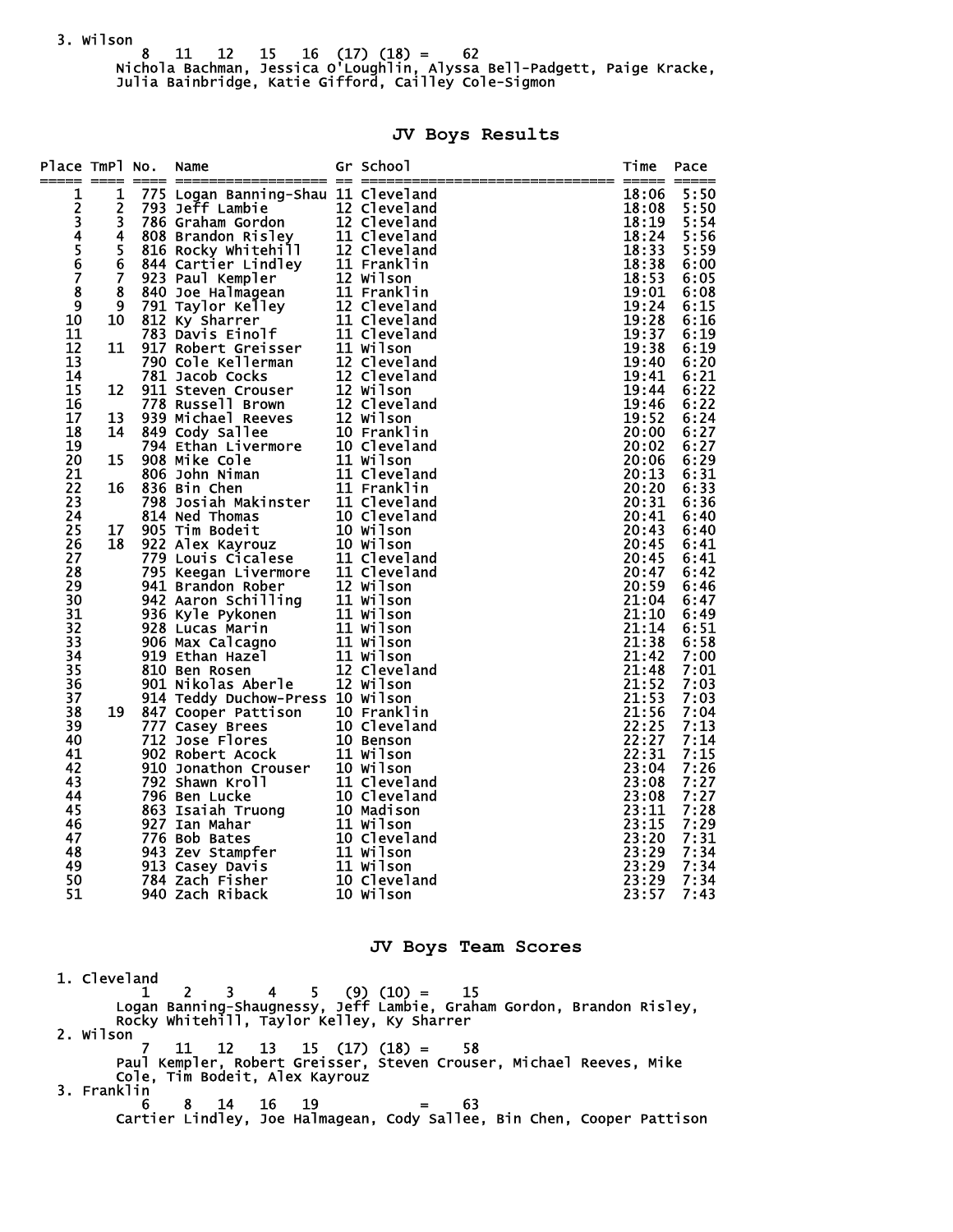3. Wilson
 8 11 12 15 16 (17) (18) = 62
 Nichola Bachman, Jessica O'Loughlin, Alyssa Bell-Padgett, Paige Kracke, Julia Bainbridge, Katie Gifford, Cailley Cole-Sigmon

## JV Boys Results

| Place | TmPl | No. | Name | Gr | School | Time | Pace |
|---|---|---|---|---|---|---|---|
| 1 | 1 | 775 | Logan Banning-Shau | 11 | Cleveland | 18:06 | 5:50 |
| 2 | 2 | 793 | Jeff Lambie | 12 | Cleveland | 18:08 | 5:50 |
| 3 | 3 | 786 | Graham Gordon | 12 | Cleveland | 18:19 | 5:54 |
| 4 | 4 | 808 | Brandon Risley | 11 | Cleveland | 18:24 | 5:56 |
| 5 | 5 | 816 | Rocky Whitehill | 12 | Cleveland | 18:33 | 5:59 |
| 6 | 6 | 844 | Cartier Lindley | 11 | Franklin | 18:38 | 6:00 |
| 7 | 7 | 923 | Paul Kempler | 12 | Wilson | 18:53 | 6:05 |
| 8 | 8 | 840 | Joe Halmagean | 11 | Franklin | 19:01 | 6:08 |
| 9 | 9 | 791 | Taylor Kelley | 12 | Cleveland | 19:24 | 6:15 |
| 10 | 10 | 812 | Ky Sharrer | 11 | Cleveland | 19:28 | 6:16 |
| 11 | | 783 | Davis Einolf | 11 | Cleveland | 19:37 | 6:19 |
| 12 | 11 | 917 | Robert Greisser | 11 | Wilson | 19:38 | 6:19 |
| 13 | | 790 | Cole Kellerman | 12 | Cleveland | 19:40 | 6:20 |
| 14 | | 781 | Jacob Cocks | 12 | Cleveland | 19:41 | 6:21 |
| 15 | 12 | 911 | Steven Crouser | 12 | Wilson | 19:44 | 6:22 |
| 16 | | 778 | Russell Brown | 12 | Cleveland | 19:46 | 6:22 |
| 17 | 13 | 939 | Michael Reeves | 12 | Wilson | 19:52 | 6:24 |
| 18 | 14 | 849 | Cody Sallee | 10 | Franklin | 20:00 | 6:27 |
| 19 | | 794 | Ethan Livermore | 10 | Cleveland | 20:02 | 6:27 |
| 20 | 15 | 908 | Mike Cole | 11 | Wilson | 20:06 | 6:29 |
| 21 | | 806 | John Niman | 11 | Cleveland | 20:13 | 6:31 |
| 22 | 16 | 836 | Bin Chen | 11 | Franklin | 20:20 | 6:33 |
| 23 | | 798 | Josiah Makinster | 11 | Cleveland | 20:31 | 6:36 |
| 24 | | 814 | Ned Thomas | 10 | Cleveland | 20:41 | 6:40 |
| 25 | 17 | 905 | Tim Bodeit | 10 | Wilson | 20:43 | 6:40 |
| 26 | 18 | 922 | Alex Kayrouz | 10 | Wilson | 20:45 | 6:41 |
| 27 | | 779 | Louis Cicalese | 11 | Cleveland | 20:45 | 6:41 |
| 28 | | 795 | Keegan Livermore | 11 | Cleveland | 20:47 | 6:42 |
| 29 | | 941 | Brandon Rober | 12 | Wilson | 20:59 | 6:46 |
| 30 | | 942 | Aaron Schilling | 11 | Wilson | 21:04 | 6:47 |
| 31 | | 936 | Kyle Pykonen | 11 | Wilson | 21:10 | 6:49 |
| 32 | | 928 | Lucas Marin | 11 | Wilson | 21:14 | 6:51 |
| 33 | | 906 | Max Calcagno | 11 | Wilson | 21:38 | 6:58 |
| 34 | | 919 | Ethan Hazel | 11 | Wilson | 21:42 | 7:00 |
| 35 | | 810 | Ben Rosen | 12 | Cleveland | 21:48 | 7:01 |
| 36 | | 901 | Nikolas Aberle | 12 | Wilson | 21:52 | 7:03 |
| 37 | | 914 | Teddy Duchow-Press | 10 | Wilson | 21:53 | 7:03 |
| 38 | 19 | 847 | Cooper Pattison | 10 | Franklin | 21:56 | 7:04 |
| 39 | | 777 | Casey Brees | 10 | Cleveland | 22:25 | 7:13 |
| 40 | | 712 | Jose Flores | 10 | Benson | 22:27 | 7:14 |
| 41 | | 902 | Robert Acock | 11 | Wilson | 22:31 | 7:15 |
| 42 | | 910 | Jonathon Crouser | 10 | Wilson | 23:04 | 7:26 |
| 43 | | 792 | Shawn Kroll | 11 | Cleveland | 23:08 | 7:27 |
| 44 | | 796 | Ben Lucke | 10 | Cleveland | 23:08 | 7:27 |
| 45 | | 863 | Isaiah Truong | 10 | Madison | 23:11 | 7:28 |
| 46 | | 927 | Ian Mahar | 11 | Wilson | 23:15 | 7:29 |
| 47 | | 776 | Bob Bates | 10 | Cleveland | 23:20 | 7:31 |
| 48 | | 943 | Zev Stampfer | 11 | Wilson | 23:29 | 7:34 |
| 49 | | 913 | Casey Davis | 11 | Wilson | 23:29 | 7:34 |
| 50 | | 784 | Zach Fisher | 10 | Cleveland | 23:29 | 7:34 |
| 51 | | 940 | Zach Riback | 10 | Wilson | 23:57 | 7:43 |

## JV Boys Team Scores

1. Cleveland
 1 2 3 4 5 (9) (10) = 15
 Logan Banning-Shaugnessy, Jeff Lambie, Graham Gordon, Brandon Risley, Rocky Whitehill, Taylor Kelley, Ky Sharrer
2. Wilson
 7 11 12 13 15 (17) (18) = 58
 Paul Kempler, Robert Greisser, Steven Crouser, Michael Reeves, Mike Cole, Tim Bodeit, Alex Kayrouz
3. Franklin
 6 8 14 16 19 = 63
 Cartier Lindley, Joe Halmagean, Cody Sallee, Bin Chen, Cooper Pattison